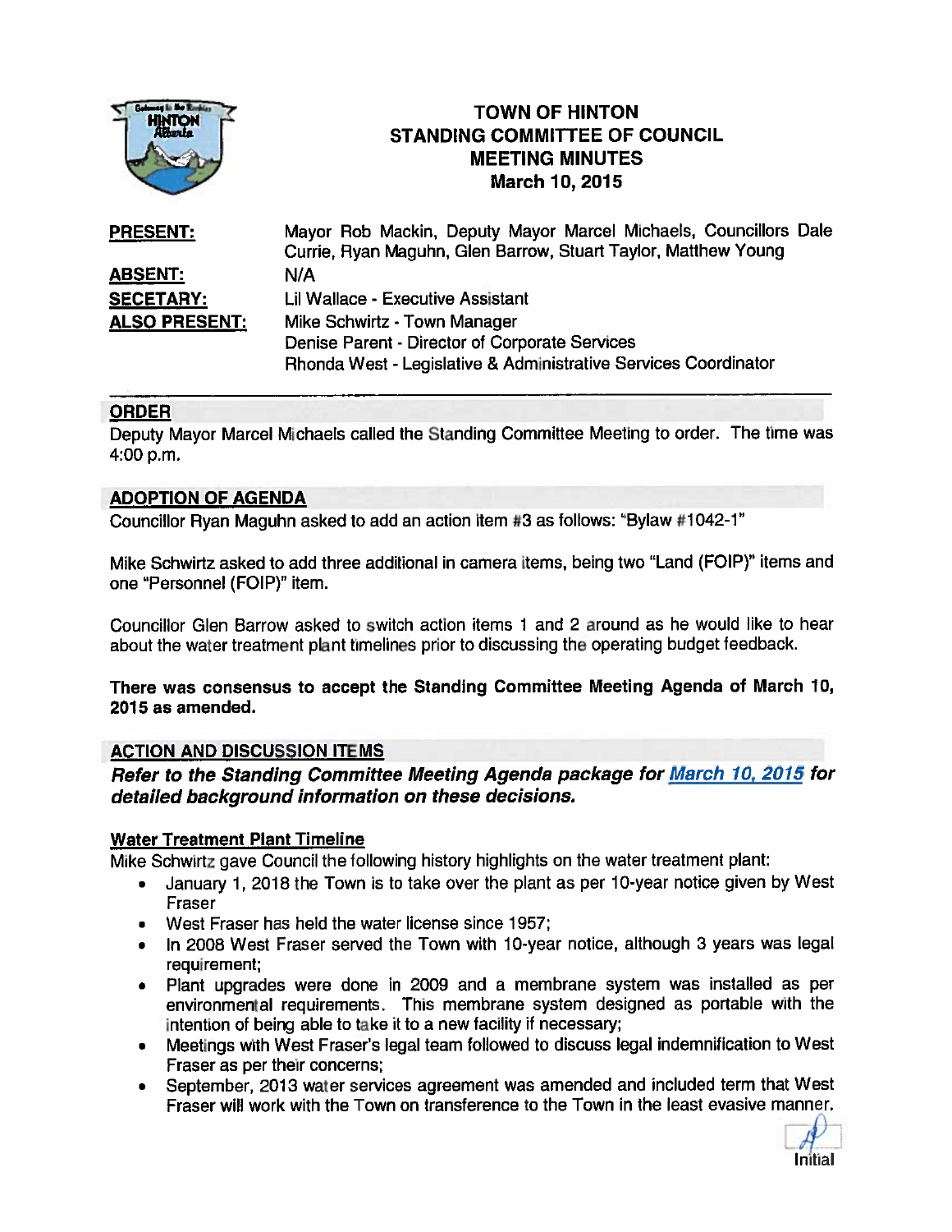# TOWN OF HINTON
## STANDING COMMITTEE OF COUNCIL
## MEETING MINUTES
## March 10, 2015

| | |
|---|---|
| **PRESENT:** | Mayor Rob Mackin, Deputy Mayor Marcel Michaels, Councillors Dale Currie, Ryan Maguhn, Glen Barrow, Stuart Taylor, Matthew Young |
| **ABSENT:** | N/A |
| **SECETARY:** | Lil Wallace - Executive Assistant |
| **ALSO PRESENT:** | Mike Schwirtz - Town Manager<br>Denise Parent - Director of Corporate Services<br>Rhonda West - Legislative & Administrative Services Coordinator |

---

### ORDER

Deputy Mayor Marcel Michaels called the Standing Committee Meeting to order. The time was 4:00 p.m.

### ADOPTION OF AGENDA

Councillor Ryan Maguhn asked to add an action item #3 as follows: "Bylaw #1042-1"

Mike Schwirtz asked to add three additional in camera items, being two "Land (FOIP)" items and one "Personnel (FOIP)" item.

Councillor Glen Barrow asked to switch action items 1 and 2 around as he would like to hear about the water treatment plant timelines prior to discussing the operating budget feedback.

**There was consensus to accept the Standing Committee Meeting Agenda of March 10, 2015 as amended.**

### ACTION AND DISCUSSION ITEMS

***Refer to the Standing Committee Meeting Agenda package for [March 10, 2015]() for detailed background information on these decisions.***

#### Water Treatment Plant Timeline

Mike Schwirtz gave Council the following history highlights on the water treatment plant:

- January 1, 2018 the Town is to take over the plant as per 10-year notice given by West Fraser
- West Fraser has held the water license since 1957;
- In 2008 West Fraser served the Town with 10-year notice, although 3 years was legal requirement;
- Plant upgrades were done in 2009 and a membrane system was installed as per environmental requirements. This membrane system designed as portable with the intention of being able to take it to a new facility if necessary;
- Meetings with West Fraser's legal team followed to discuss legal indemnification to West Fraser as per their concerns;
- September, 2013 water services agreement was amended and included term that West Fraser will work with the Town on transference to the Town in the least evasive manner.

Initial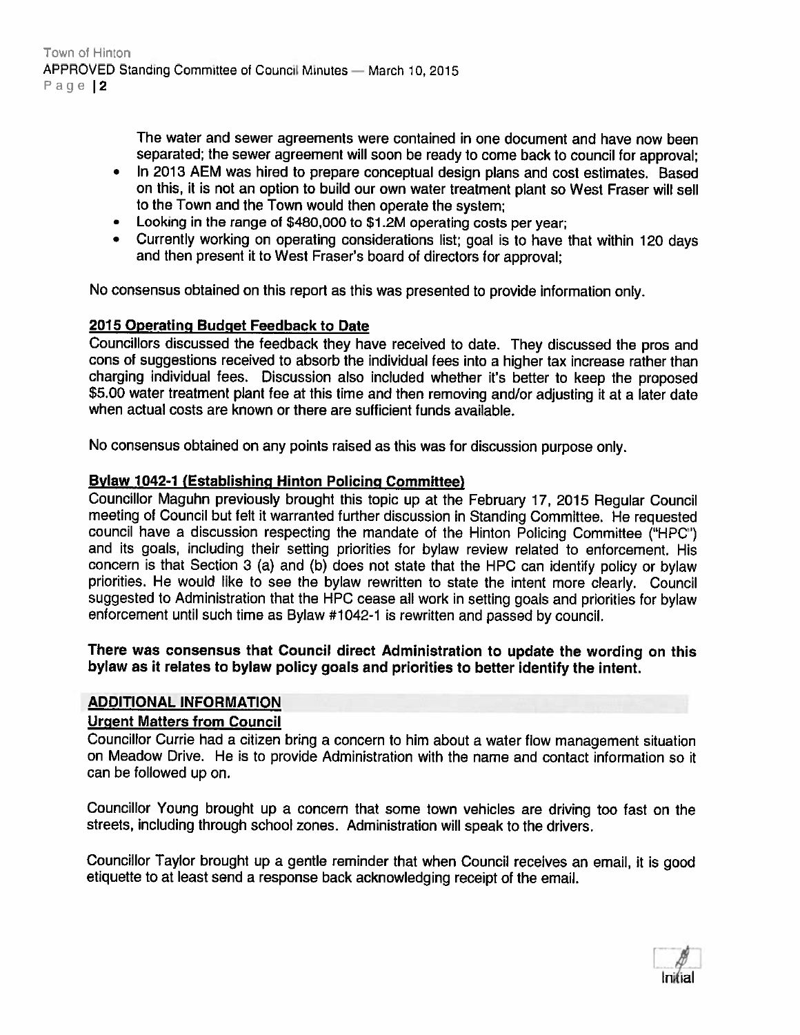The water and sewer agreements were contained in one document and have now been separated; the sewer agreement will soon be ready to come back to council for approval;

- In 2013 AEM was hired to prepare conceptual design plans and cost estimates. Based on this, it is not an option to build our own water treatment plant so West Fraser will sell to the Town and the Town would then operate the system;
- Looking in the range of $480,000 to $1.2M operating costs per year;
- Currently working on operating considerations list; goal is to have that within 120 days and then present it to West Fraser's board of directors for approval;

No consensus obtained on this report as this was presented to provide information only.

**2015 Operating Budget Feedback to Date**

Councillors discussed the feedback they have received to date. They discussed the pros and cons of suggestions received to absorb the individual fees into a higher tax increase rather than charging individual fees. Discussion also included whether it's better to keep the proposed $5.00 water treatment plant fee at this time and then removing and/or adjusting it at a later date when actual costs are known or there are sufficient funds available.

No consensus obtained on any points raised as this was for discussion purpose only.

**Bylaw 1042-1 (Establishing Hinton Policing Committee)**

Councillor Maguhn previously brought this topic up at the February 17, 2015 Regular Council meeting of Council but felt it warranted further discussion in Standing Committee. He requested council have a discussion respecting the mandate of the Hinton Policing Committee ("HPC") and its goals, including their setting priorities for bylaw review related to enforcement. His concern is that Section 3 (a) and (b) does not state that the HPC can identify policy or bylaw priorities. He would like to see the bylaw rewritten to state the intent more clearly. Council suggested to Administration that the HPC cease all work in setting goals and priorities for bylaw enforcement until such time as Bylaw #1042-1 is rewritten and passed by council.

**There was consensus that Council direct Administration to update the wording on this bylaw as it relates to bylaw policy goals and priorities to better identify the intent.**

## ADDITIONAL INFORMATION

**Urgent Matters from Council**

Councillor Currie had a citizen bring a concern to him about a water flow management situation on Meadow Drive. He is to provide Administration with the name and contact information so it can be followed up on.

Councillor Young brought up a concern that some town vehicles are driving too fast on the streets, including through school zones. Administration will speak to the drivers.

Councillor Taylor brought up a gentle reminder that when Council receives an email, it is good etiquette to at least send a response back acknowledging receipt of the email.

Initial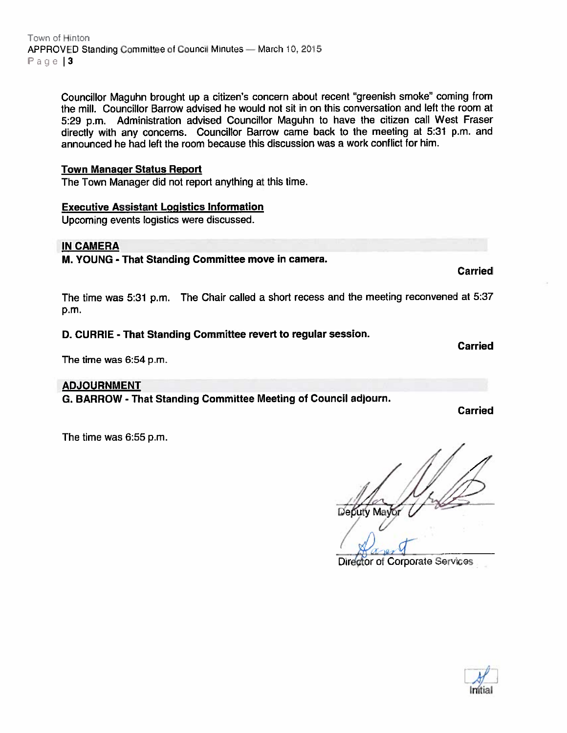Councillor Maguhn brought up a citizen's concern about recent "greenish smoke" coming from the mill. Councillor Barrow advised he would not sit in on this conversation and left the room at 5:29 p.m. Administration advised Councillor Maguhn to have the citizen call West Fraser directly with any concerns. Councillor Barrow came back to the meeting at 5:31 p.m. and announced he had left the room because this discussion was a work conflict for him.

**Town Manager Status Report**

The Town Manager did not report anything at this time.

**Executive Assistant Logistics Information**

Upcoming events logistics were discussed.

## IN CAMERA

**M. YOUNG - That Standing Committee move in camera.**

**Carried**

The time was 5:31 p.m. The Chair called a short recess and the meeting reconvened at 5:37 p.m.

**D. CURRIE - That Standing Committee revert to regular session.**

**Carried**

The time was 6:54 p.m.

## ADJOURNMENT

**G. BARROW - That Standing Committee Meeting of Council adjourn.**

**Carried**

The time was 6:55 p.m.

Deputy Mayor

Director of Corporate Services

Initial